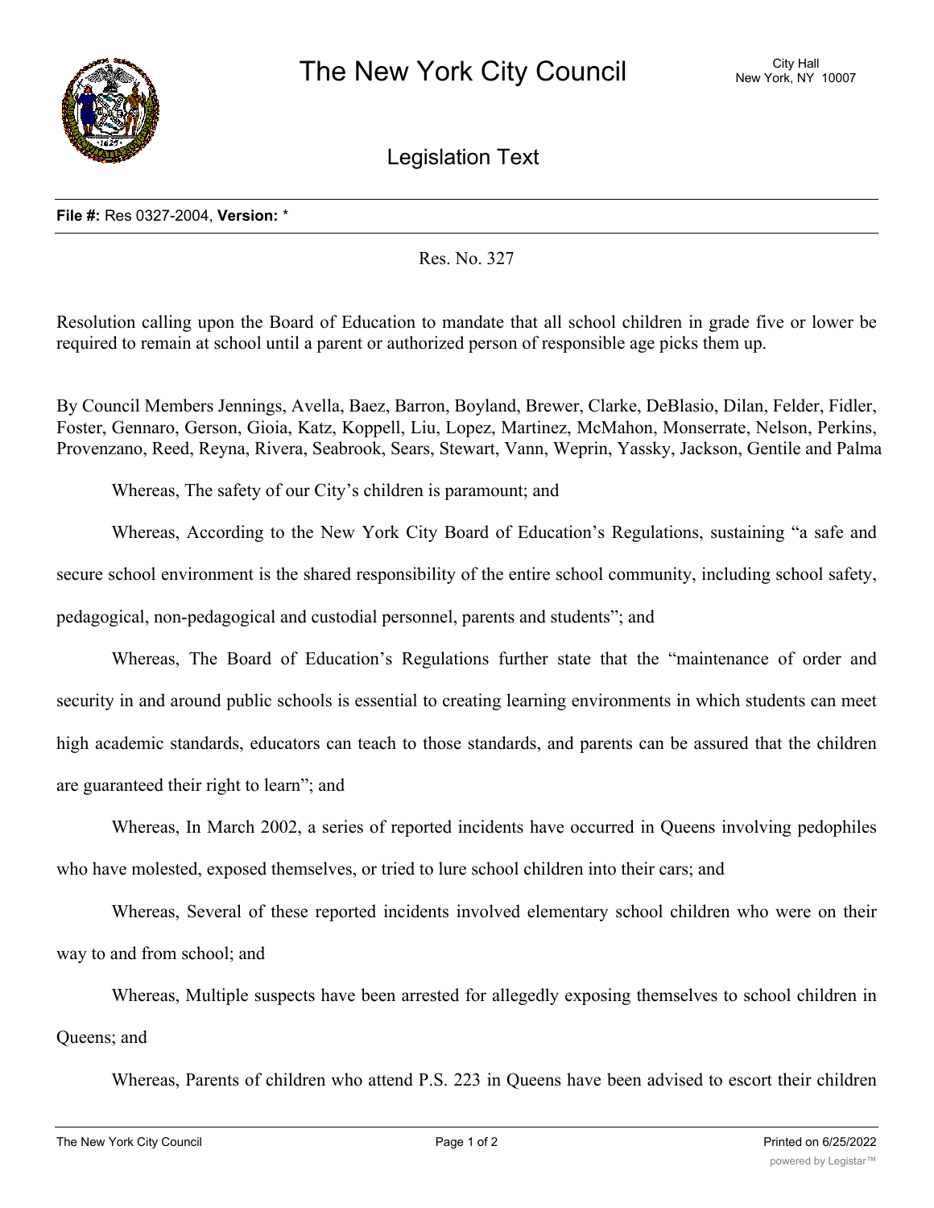# The New York City Council

City Hall
New York, NY 10007

## Legislation Text

**File #:** Res 0327-2004, **Version:** *

Res. No. 327

Resolution calling upon the Board of Education to mandate that all school children in grade five or lower be required to remain at school until a parent or authorized person of responsible age picks them up.

By Council Members Jennings, Avella, Baez, Barron, Boyland, Brewer, Clarke, DeBlasio, Dilan, Felder, Fidler, Foster, Gennaro, Gerson, Gioia, Katz, Koppell, Liu, Lopez, Martinez, McMahon, Monserrate, Nelson, Perkins, Provenzano, Reed, Reyna, Rivera, Seabrook, Sears, Stewart, Vann, Weprin, Yassky, Jackson, Gentile and Palma

Whereas, The safety of our City's children is paramount; and

Whereas, According to the New York City Board of Education's Regulations, sustaining "a safe and secure school environment is the shared responsibility of the entire school community, including school safety, pedagogical, non-pedagogical and custodial personnel, parents and students"; and

Whereas, The Board of Education's Regulations further state that the "maintenance of order and security in and around public schools is essential to creating learning environments in which students can meet high academic standards, educators can teach to those standards, and parents can be assured that the children are guaranteed their right to learn"; and

Whereas, In March 2002, a series of reported incidents have occurred in Queens involving pedophiles who have molested, exposed themselves, or tried to lure school children into their cars; and

Whereas, Several of these reported incidents involved elementary school children who were on their way to and from school; and

Whereas, Multiple suspects have been arrested for allegedly exposing themselves to school children in Queens; and

Whereas, Parents of children who attend P.S. 223 in Queens have been advised to escort their children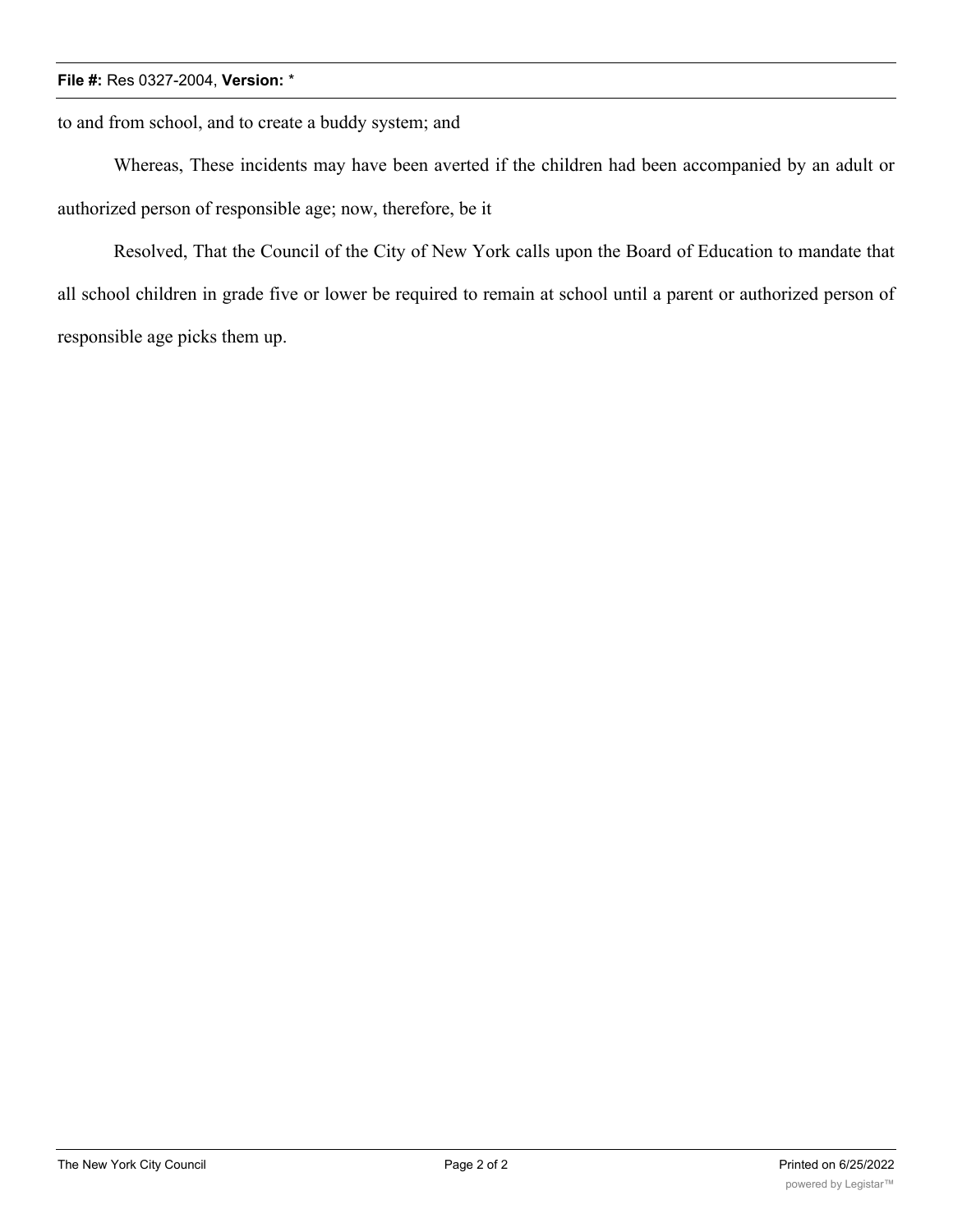to and from school, and to create a buddy system; and

Whereas, These incidents may have been averted if the children had been accompanied by an adult or authorized person of responsible age; now, therefore, be it

Resolved, That the Council of the City of New York calls upon the Board of Education to mandate that all school children in grade five or lower be required to remain at school until a parent or authorized person of responsible age picks them up.